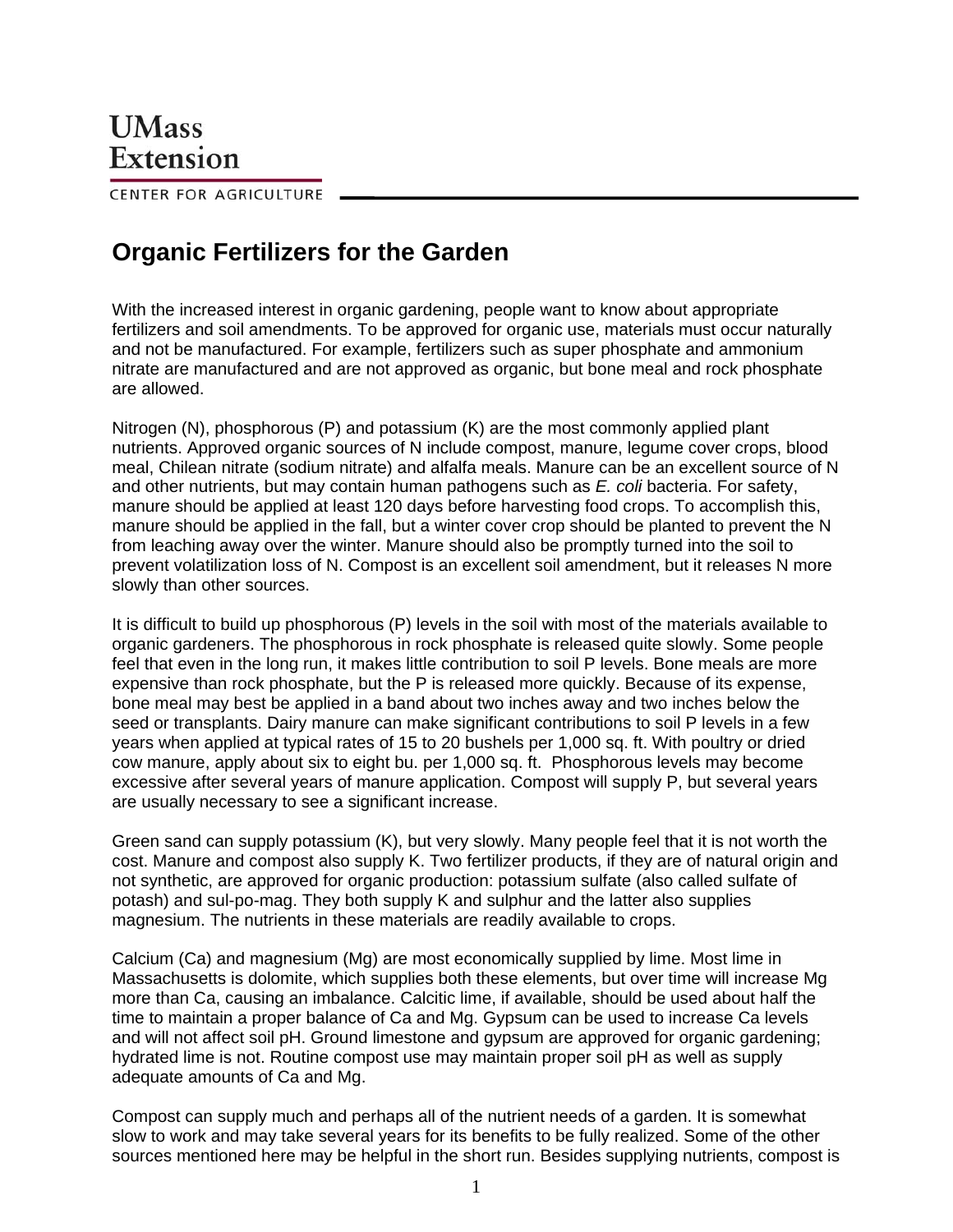UMass Extension

CENTER FOR AGRICULTURE

# Organic Fertilizers for the Garden

With the increased interest in organic gardening, people want to know about appropriate fertilizers and soil amendments. To be approved for organic use, materials must occur naturally and not be manufactured. For example, fertilizers such as super phosphate and ammonium nitrate are manufactured and are not approved as organic, but bone meal and rock phosphate are allowed.

Nitrogen (N), phosphorous (P) and potassium (K) are the most commonly applied plant nutrients. Approved organic sources of N include compost, manure, legume cover crops, blood meal, Chilean nitrate (sodium nitrate) and alfalfa meals. Manure can be an excellent source of N and other nutrients, but may contain human pathogens such as *E. coli* bacteria. For safety, manure should be applied at least 120 days before harvesting food crops. To accomplish this, manure should be applied in the fall, but a winter cover crop should be planted to prevent the N from leaching away over the winter. Manure should also be promptly turned into the soil to prevent volatilization loss of N. Compost is an excellent soil amendment, but it releases N more slowly than other sources.

It is difficult to build up phosphorous (P) levels in the soil with most of the materials available to organic gardeners. The phosphorous in rock phosphate is released quite slowly. Some people feel that even in the long run, it makes little contribution to soil P levels. Bone meals are more expensive than rock phosphate, but the P is released more quickly. Because of its expense, bone meal may best be applied in a band about two inches away and two inches below the seed or transplants. Dairy manure can make significant contributions to soil P levels in a few years when applied at typical rates of 15 to 20 bushels per 1,000 sq. ft. With poultry or dried cow manure, apply about six to eight bu. per 1,000 sq. ft. Phosphorous levels may become excessive after several years of manure application. Compost will supply P, but several years are usually necessary to see a significant increase.

Green sand can supply potassium (K), but very slowly. Many people feel that it is not worth the cost. Manure and compost also supply K. Two fertilizer products, if they are of natural origin and not synthetic, are approved for organic production: potassium sulfate (also called sulfate of potash) and sul-po-mag. They both supply K and sulphur and the latter also supplies magnesium. The nutrients in these materials are readily available to crops.

Calcium (Ca) and magnesium (Mg) are most economically supplied by lime. Most lime in Massachusetts is dolomite, which supplies both these elements, but over time will increase Mg more than Ca, causing an imbalance. Calcitic lime, if available, should be used about half the time to maintain a proper balance of Ca and Mg. Gypsum can be used to increase Ca levels and will not affect soil pH. Ground limestone and gypsum are approved for organic gardening; hydrated lime is not. Routine compost use may maintain proper soil pH as well as supply adequate amounts of Ca and Mg.

Compost can supply much and perhaps all of the nutrient needs of a garden. It is somewhat slow to work and may take several years for its benefits to be fully realized. Some of the other sources mentioned here may be helpful in the short run. Besides supplying nutrients, compost is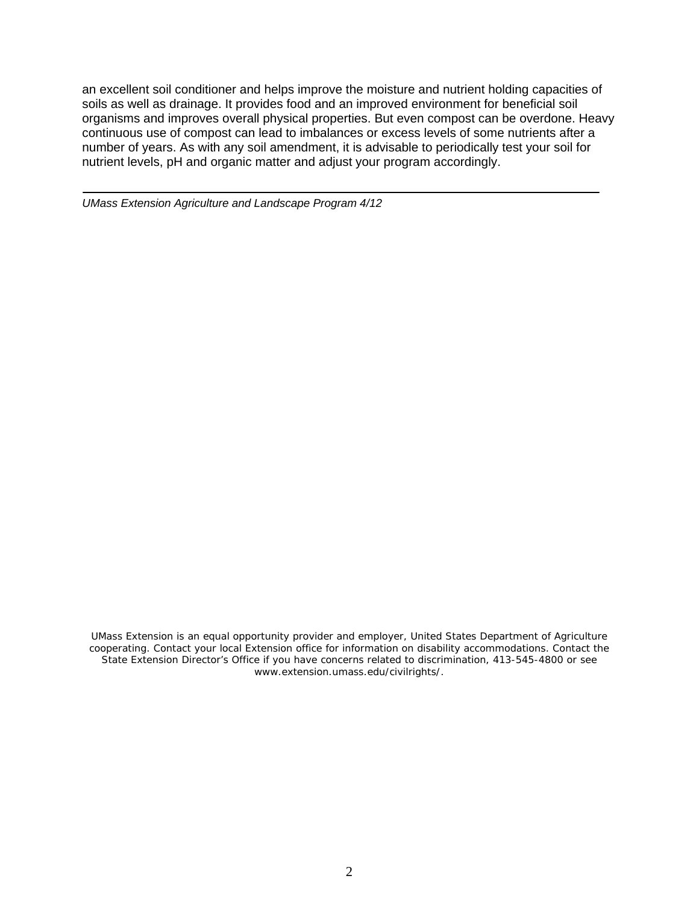an excellent soil conditioner and helps improve the moisture and nutrient holding capacities of soils as well as drainage. It provides food and an improved environment for beneficial soil organisms and improves overall physical properties. But even compost can be overdone. Heavy continuous use of compost can lead to imbalances or excess levels of some nutrients after a number of years. As with any soil amendment, it is advisable to periodically test your soil for nutrient levels, pH and organic matter and adjust your program accordingly.

---

*UMass Extension Agriculture and Landscape Program 4/12*

UMass Extension is an equal opportunity provider and employer, United States Department of Agriculture cooperating. Contact your local Extension office for information on disability accommodations. Contact the State Extension Director's Office if you have concerns related to discrimination, 413-545-4800 or see www.extension.umass.edu/civilrights/.